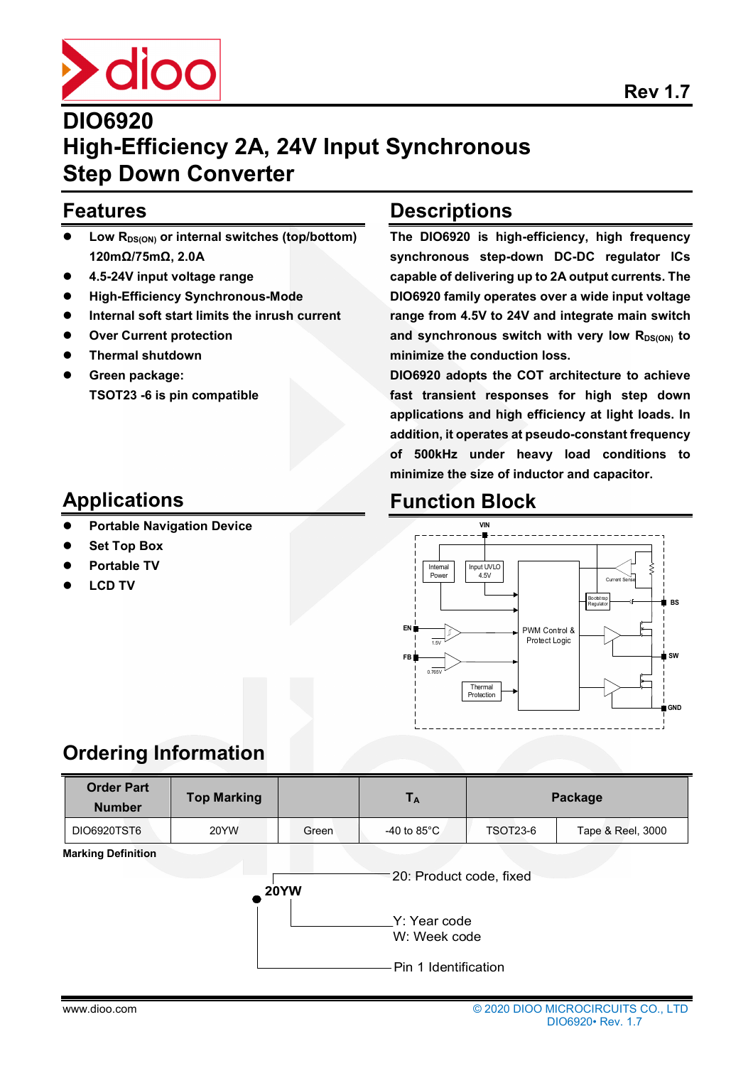Rev 1.7

# DIO6920
# High-Efficiency 2A, 24V Input Synchronous Step Down Converter

## Features

- **Low $R_{DS(ON)}$ or internal switches (top/bottom) 120mΩ/75mΩ, 2.0A**
- **4.5-24V input voltage range**
- **High-Efficiency Synchronous-Mode**
- **Internal soft start limits the inrush current**
- **Over Current protection**
- **Thermal shutdown**
- **Green package: TSOT23 -6 is pin compatible**

## Descriptions

**The DIO6920 is high-efficiency, high frequency synchronous step-down DC-DC regulator ICs capable of delivering up to 2A output currents. The DIO6920 family operates over a wide input voltage range from 4.5V to 24V and integrate main switch and synchronous switch with very low $R_{DS(ON)}$ to minimize the conduction loss.**

**DIO6920 adopts the COT architecture to achieve fast transient responses for high step down applications and high efficiency at light loads. In addition, it operates at pseudo-constant frequency of 500kHz under heavy load conditions to minimize the size of inductor and capacitor.**

## Applications

- **Portable Navigation Device**
- **Set Top Box**
- **Portable TV**
- **LCD TV**

## Function Block

VIN, Internal Power, Input UVLO 4.5V, Current Sense, Bootstrap Regulator, BS, EN, 1.5V, PWM Control & Protect Logic, SW, FB, 0.765V, Thermal Protection, GND

## Ordering Information

| Order Part Number | Top Marking | | $T_A$ | Package | |
|---|---|---|---|---|---|
| DIO6920TST6 | 20YW | Green | -40 to 85°C | TSOT23-6 | Tape & Reel, 3000 |

**Marking Definition**

**20YW**

- 20: Product code, fixed
- Y: Year code
- W: Week code
- Pin 1 Identification

www.dioo.com

© 2020 DIOO MICROCIRCUITS CO., LTD
DIO6920• Rev. 1.7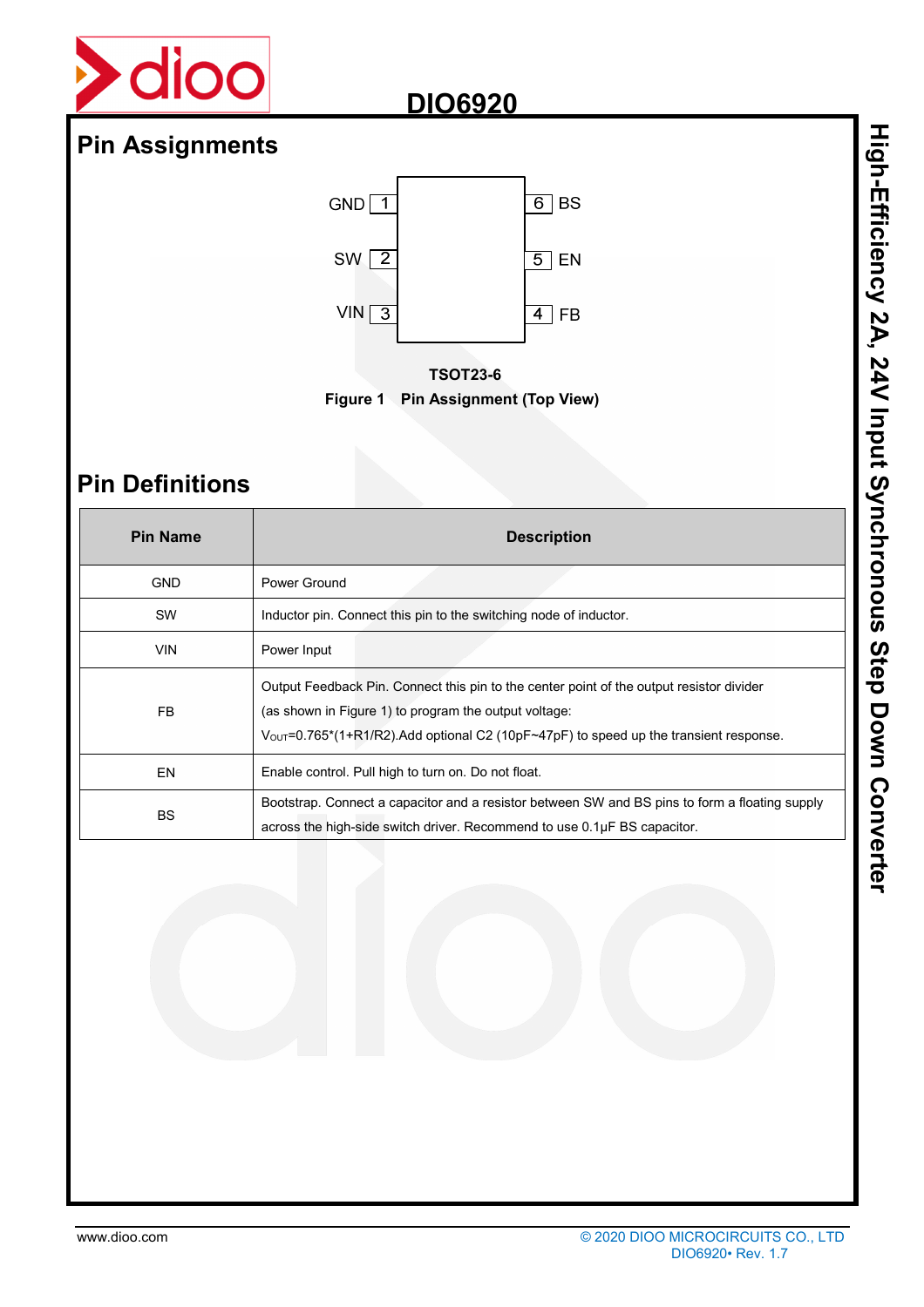## Pin Assignments

| Pin | Name | | Pin | Name |
|---|---|---|---|---|
| 1 | GND | | 6 | BS |
| 2 | SW | | 5 | EN |
| 3 | VIN | | 4 | FB |

TSOT23-6

**Figure 1 Pin Assignment (Top View)**

## Pin Definitions

| Pin Name | Description |
|---|---|
| GND | Power Ground |
| SW | Inductor pin. Connect this pin to the switching node of inductor. |
| VIN | Power Input |
| FB | Output Feedback Pin. Connect this pin to the center point of the output resistor divider (as shown in Figure 1) to program the output voltage: $V_{OUT}$=0.765*(1+R1/R2).Add optional C2 (10pF~47pF) to speed up the transient response. |
| EN | Enable control. Pull high to turn on. Do not float. |
| BS | Bootstrap. Connect a capacitor and a resistor between SW and BS pins to form a floating supply across the high-side switch driver. Recommend to use 0.1μF BS capacitor. |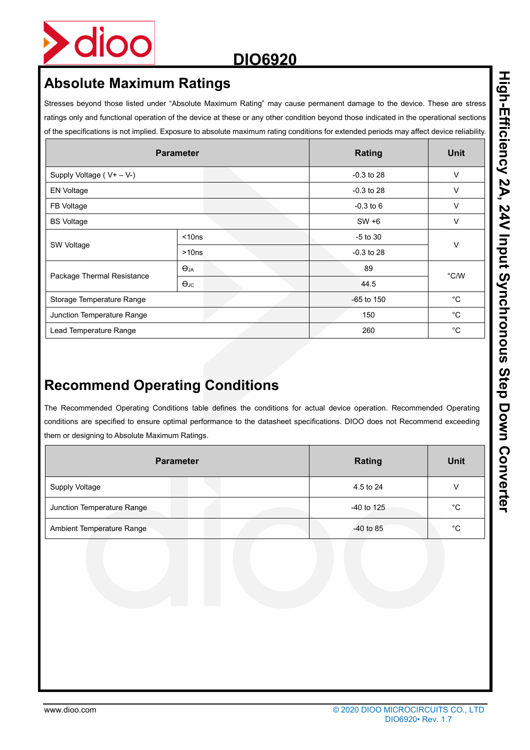## Absolute Maximum Ratings

Stresses beyond those listed under "Absolute Maximum Rating" may cause permanent damage to the device. These are stress ratings only and functional operation of the device at these or any other condition beyond those indicated in the operational sections of the specifications is not implied. Exposure to absolute maximum rating conditions for extended periods may affect device reliability.

| Parameter | | Rating | Unit |
|---|---|---|---|
| Supply Voltage ( V+ – V-) | | -0.3 to 28 | V |
| EN Voltage | | -0.3 to 28 | V |
| FB Voltage | | -0.3 to 6 | V |
| BS Voltage | | SW +6 | V |
| SW Voltage | <10ns | -5 to 30 | V |
| | >10ns | -0.3 to 28 | |
| Package Thermal Resistance | $\theta_{JA}$ | 89 | °C/W |
| | $\theta_{JC}$ | 44.5 | |
| Storage Temperature Range | | -65 to 150 | °C |
| Junction Temperature Range | | 150 | °C |
| Lead Temperature Range | | 260 | °C |

## Recommend Operating Conditions

The Recommended Operating Conditions table defines the conditions for actual device operation. Recommended Operating conditions are specified to ensure optimal performance to the datasheet specifications. DIOO does not Recommend exceeding them or designing to Absolute Maximum Ratings.

| Parameter | Rating | Unit |
|---|---|---|
| Supply Voltage | 4.5 to 24 | V |
| Junction Temperature Range | -40 to 125 | °C |
| Ambient Temperature Range | -40 to 85 | °C |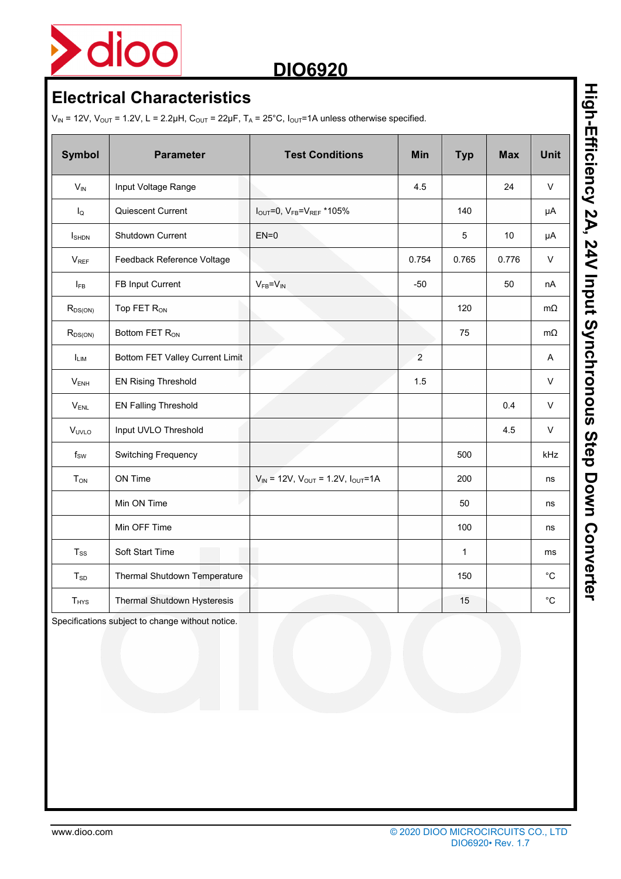## Electrical Characteristics

$V_{IN}$ = 12V, $V_{OUT}$ = 1.2V, L = 2.2µH, $C_{OUT}$ = 22µF, $T_A$ = 25°C, $I_{OUT}$=1A unless otherwise specified.

| Symbol | Parameter | Test Conditions | Min | Typ | Max | Unit |
|---|---|---|---|---|---|---|
| $V_{IN}$ | Input Voltage Range | | 4.5 | | 24 | V |
| $I_Q$ | Quiescent Current | $I_{OUT}$=0, $V_{FB}$=$V_{REF}$ *105% | | 140 | | µA |
| $I_{SHDN}$ | Shutdown Current | EN=0 | | 5 | 10 | µA |
| $V_{REF}$ | Feedback Reference Voltage | | 0.754 | 0.765 | 0.776 | V |
| $I_{FB}$ | FB Input Current | $V_{FB}$=$V_{IN}$ | -50 | | 50 | nA |
| $R_{DS(ON)}$ | Top FET $R_{ON}$ | | | 120 | | mΩ |
| $R_{DS(ON)}$ | Bottom FET $R_{ON}$ | | | 75 | | mΩ |
| $I_{LIM}$ | Bottom FET Valley Current Limit | | 2 | | | A |
| $V_{ENH}$ | EN Rising Threshold | | 1.5 | | | V |
| $V_{ENL}$ | EN Falling Threshold | | | | 0.4 | V |
| $V_{UVLO}$ | Input UVLO Threshold | | | | 4.5 | V |
| $f_{SW}$ | Switching Frequency | | | 500 | | kHz |
| $T_{ON}$ | ON Time | $V_{IN}$ = 12V, $V_{OUT}$ = 1.2V, $I_{OUT}$=1A | | 200 | | ns |
| | Min ON Time | | | 50 | | ns |
| | Min OFF Time | | | 100 | | ns |
| $T_{SS}$ | Soft Start Time | | | 1 | | ms |
| $T_{SD}$ | Thermal Shutdown Temperature | | | 150 | | °C |
| $T_{HYS}$ | Thermal Shutdown Hysteresis | | | 15 | | °C |

Specifications subject to change without notice.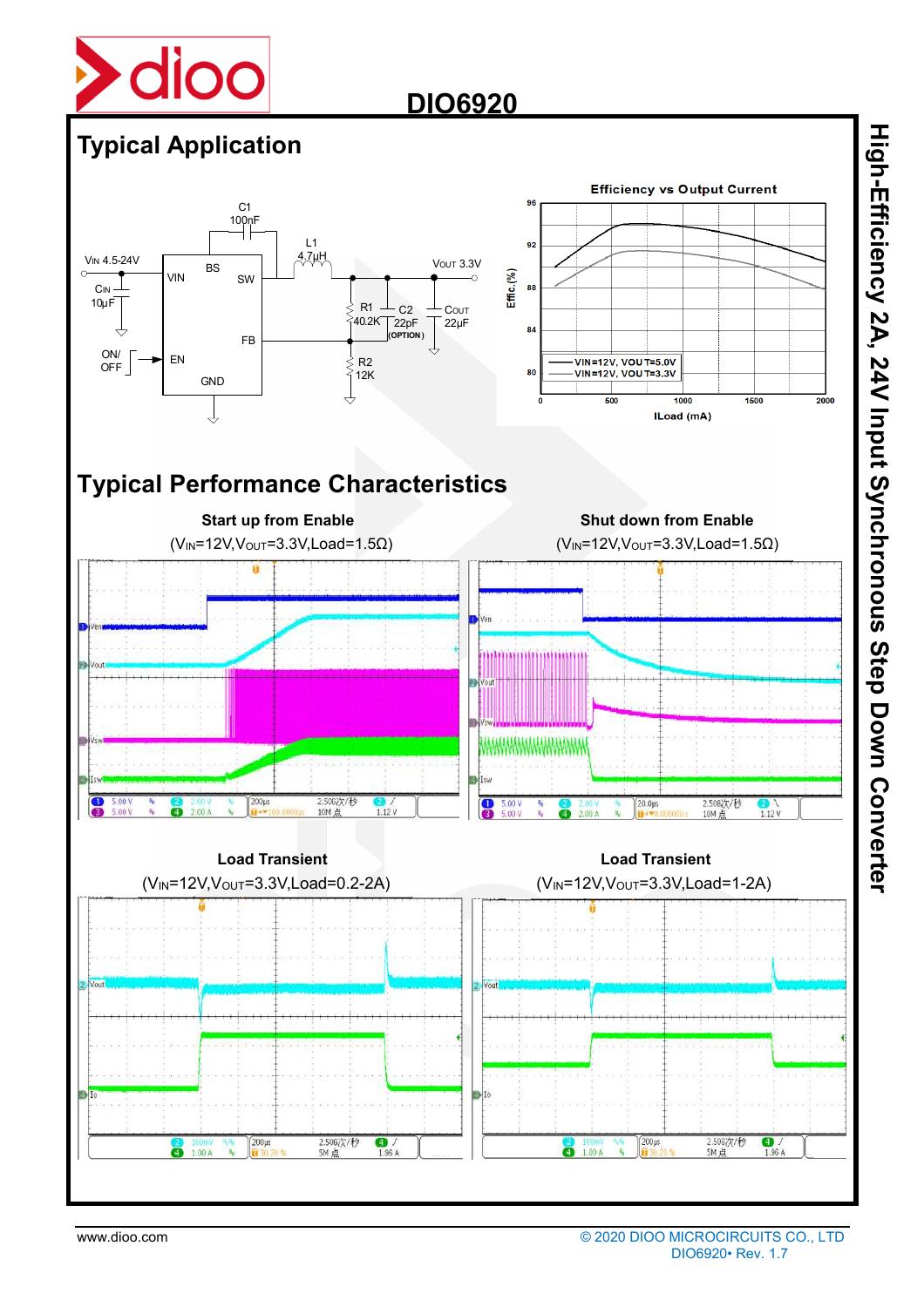## Typical Application

VIN 4.5-24V
CIN 10µF
C1 100nF
L1 4.7µH
VOUT 3.3V
R1 40.2K
C2 22pF (OPTION)
COUT 22µF
R2 12K
ON/OFF
VIN, BS, SW, FB, EN, GND

**Efficiency vs Output Current**

— VIN=12V, VOUT=5.0V
— VIN=12V, VOUT=3.3V

Effic.(%) vs ILoad (mA)

## Typical Performance Characteristics

**Start up from Enable**
($V_{IN}$=12V,$V_{OUT}$=3.3V,Load=1.5Ω)

**Shut down from Enable**
($V_{IN}$=12V,$V_{OUT}$=3.3V,Load=1.5Ω)

**Load Transient**
($V_{IN}$=12V,$V_{OUT}$=3.3V,Load=0.2-2A)

**Load Transient**
($V_{IN}$=12V,$V_{OUT}$=3.3V,Load=1-2A)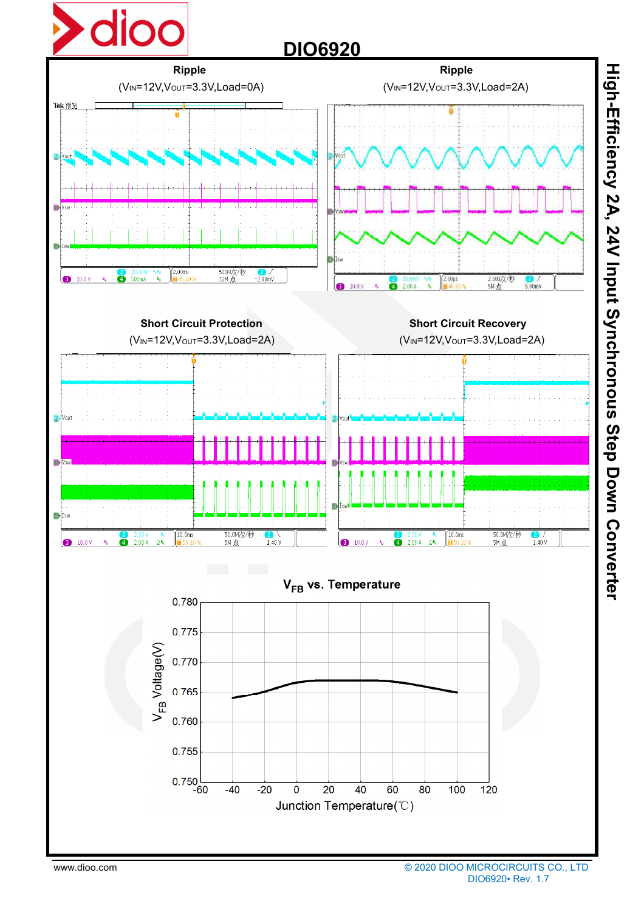**Ripple**

($V_{IN}$=12V,$V_{OUT}$=3.3V,Load=0A)

**Ripple**

($V_{IN}$=12V,$V_{OUT}$=3.3V,Load=2A)

**Short Circuit Protection**

($V_{IN}$=12V,$V_{OUT}$=3.3V,Load=2A)

**Short Circuit Recovery**

($V_{IN}$=12V,$V_{OUT}$=3.3V,Load=2A)

**$V_{FB}$ vs. Temperature**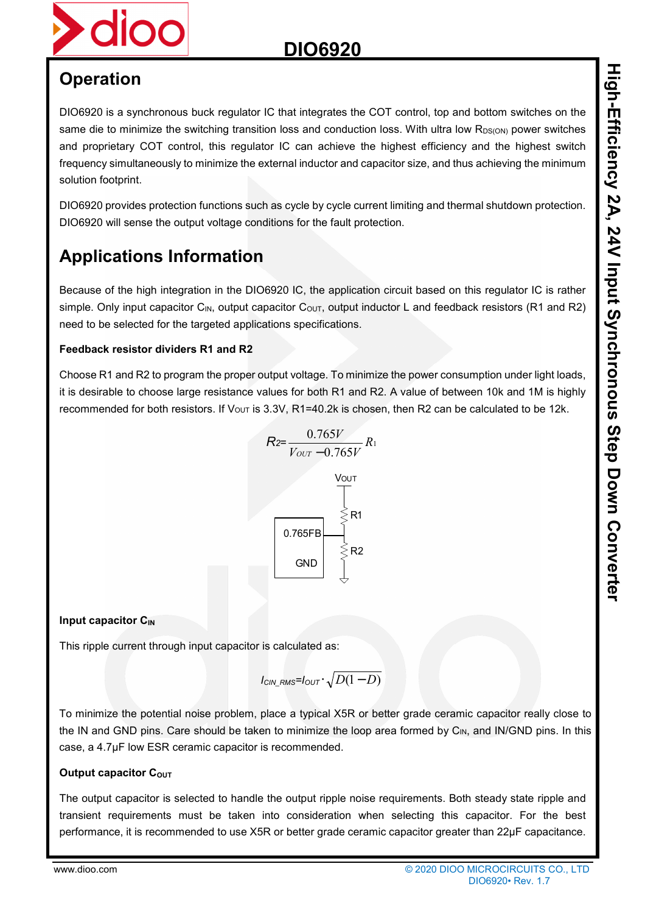## Operation

DIO6920 is a synchronous buck regulator IC that integrates the COT control, top and bottom switches on the same die to minimize the switching transition loss and conduction loss. With ultra low $R_{DS(ON)}$ power switches and proprietary COT control, this regulator IC can achieve the highest efficiency and the highest switch frequency simultaneously to minimize the external inductor and capacitor size, and thus achieving the minimum solution footprint.

DIO6920 provides protection functions such as cycle by cycle current limiting and thermal shutdown protection. DIO6920 will sense the output voltage conditions for the fault protection.

## Applications Information

Because of the high integration in the DIO6920 IC, the application circuit based on this regulator IC is rather simple. Only input capacitor $C_{IN}$, output capacitor $C_{OUT}$, output inductor L and feedback resistors (R1 and R2) need to be selected for the targeted applications specifications.

### Feedback resistor dividers R1 and R2

Choose R1 and R2 to program the proper output voltage. To minimize the power consumption under light loads, it is desirable to choose large resistance values for both R1 and R2. A value of between 10k and 1M is highly recommended for both resistors. If $V_{OUT}$ is 3.3V, R1=40.2k is chosen, then R2 can be calculated to be 12k.

$$R_2 = \frac{0.765V}{V_{OUT} - 0.765V} R_1$$

### Input capacitor $C_{IN}$

This ripple current through input capacitor is calculated as:

$$I_{CIN\_RMS} = I_{OUT} \cdot \sqrt{D(1-D)}$$

To minimize the potential noise problem, place a typical X5R or better grade ceramic capacitor really close to the IN and GND pins. Care should be taken to minimize the loop area formed by $C_{IN}$, and IN/GND pins. In this case, a 4.7μF low ESR ceramic capacitor is recommended.

### Output capacitor $C_{OUT}$

The output capacitor is selected to handle the output ripple noise requirements. Both steady state ripple and transient requirements must be taken into consideration when selecting this capacitor. For the best performance, it is recommended to use X5R or better grade ceramic capacitor greater than 22μF capacitance.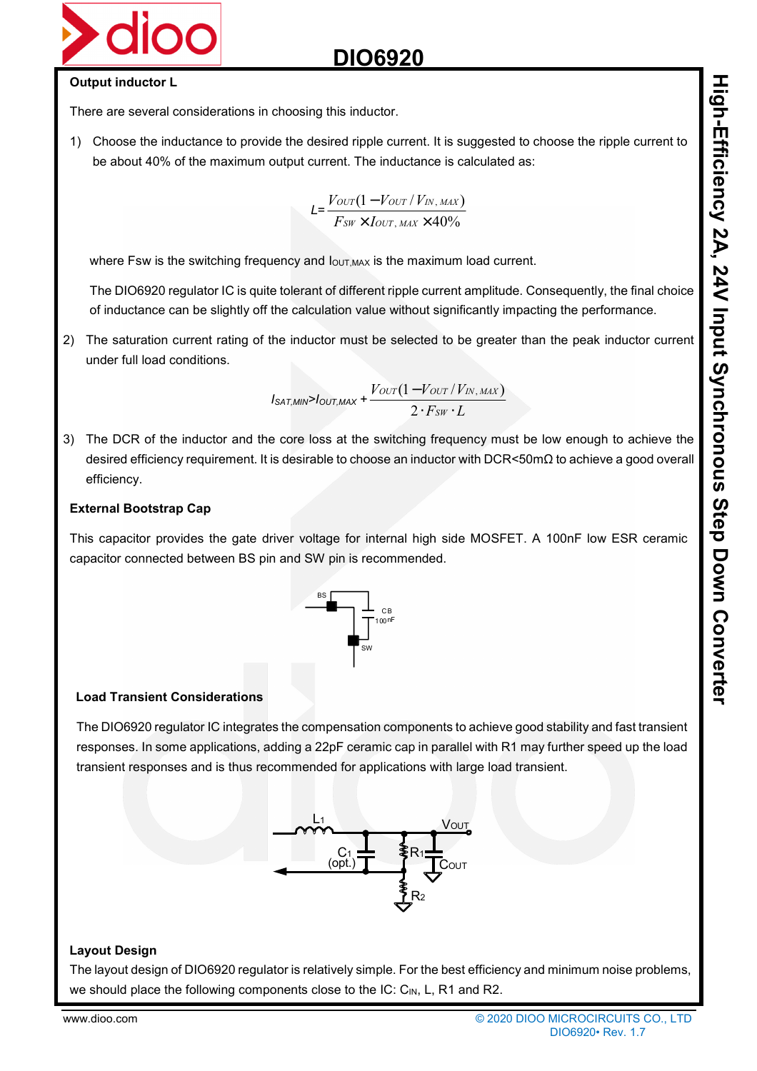### Output inductor L

There are several considerations in choosing this inductor.

1) Choose the inductance to provide the desired ripple current. It is suggested to choose the ripple current to be about 40% of the maximum output current. The inductance is calculated as:

$$L=\frac{V_{OUT}(1-V_{OUT}/V_{IN,MAX})}{F_{SW}\times I_{OUT,MAX}\times 40\%}$$

where Fsw is the switching frequency and $I_{OUT,MAX}$ is the maximum load current.

The DIO6920 regulator IC is quite tolerant of different ripple current amplitude. Consequently, the final choice of inductance can be slightly off the calculation value without significantly impacting the performance.

2) The saturation current rating of the inductor must be selected to be greater than the peak inductor current under full load conditions.

$$I_{SAT,MIN}>I_{OUT,MAX}+\frac{V_{OUT}(1-V_{OUT}/V_{IN,MAX})}{2\cdot F_{SW}\cdot L}$$

3) The DCR of the inductor and the core loss at the switching frequency must be low enough to achieve the desired efficiency requirement. It is desirable to choose an inductor with DCR<50mΩ to achieve a good overall efficiency.

### External Bootstrap Cap

This capacitor provides the gate driver voltage for internal high side MOSFET. A 100nF low ESR ceramic capacitor connected between BS pin and SW pin is recommended.

### Load Transient Considerations

The DIO6920 regulator IC integrates the compensation components to achieve good stability and fast transient responses. In some applications, adding a 22pF ceramic cap in parallel with R1 may further speed up the load transient responses and is thus recommended for applications with large load transient.

### Layout Design

The layout design of DIO6920 regulator is relatively simple. For the best efficiency and minimum noise problems, we should place the following components close to the IC: $C_{IN}$, L, R1 and R2.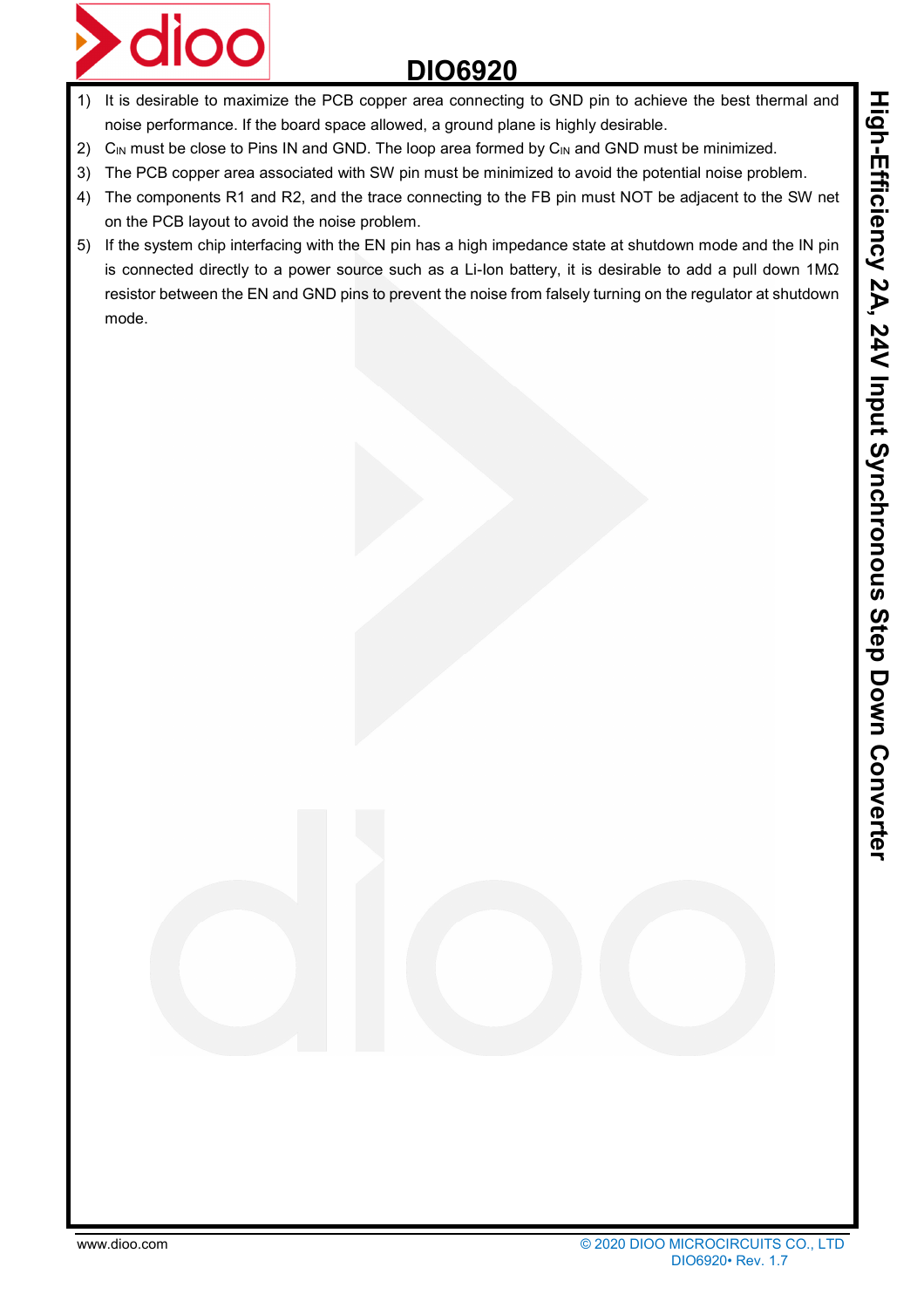1) It is desirable to maximize the PCB copper area connecting to GND pin to achieve the best thermal and noise performance. If the board space allowed, a ground plane is highly desirable.
2) $C_{IN}$ must be close to Pins IN and GND. The loop area formed by $C_{IN}$ and GND must be minimized.
3) The PCB copper area associated with SW pin must be minimized to avoid the potential noise problem.
4) The components R1 and R2, and the trace connecting to the FB pin must NOT be adjacent to the SW net on the PCB layout to avoid the noise problem.
5) If the system chip interfacing with the EN pin has a high impedance state at shutdown mode and the IN pin is connected directly to a power source such as a Li-Ion battery, it is desirable to add a pull down 1MΩ resistor between the EN and GND pins to prevent the noise from falsely turning on the regulator at shutdown mode.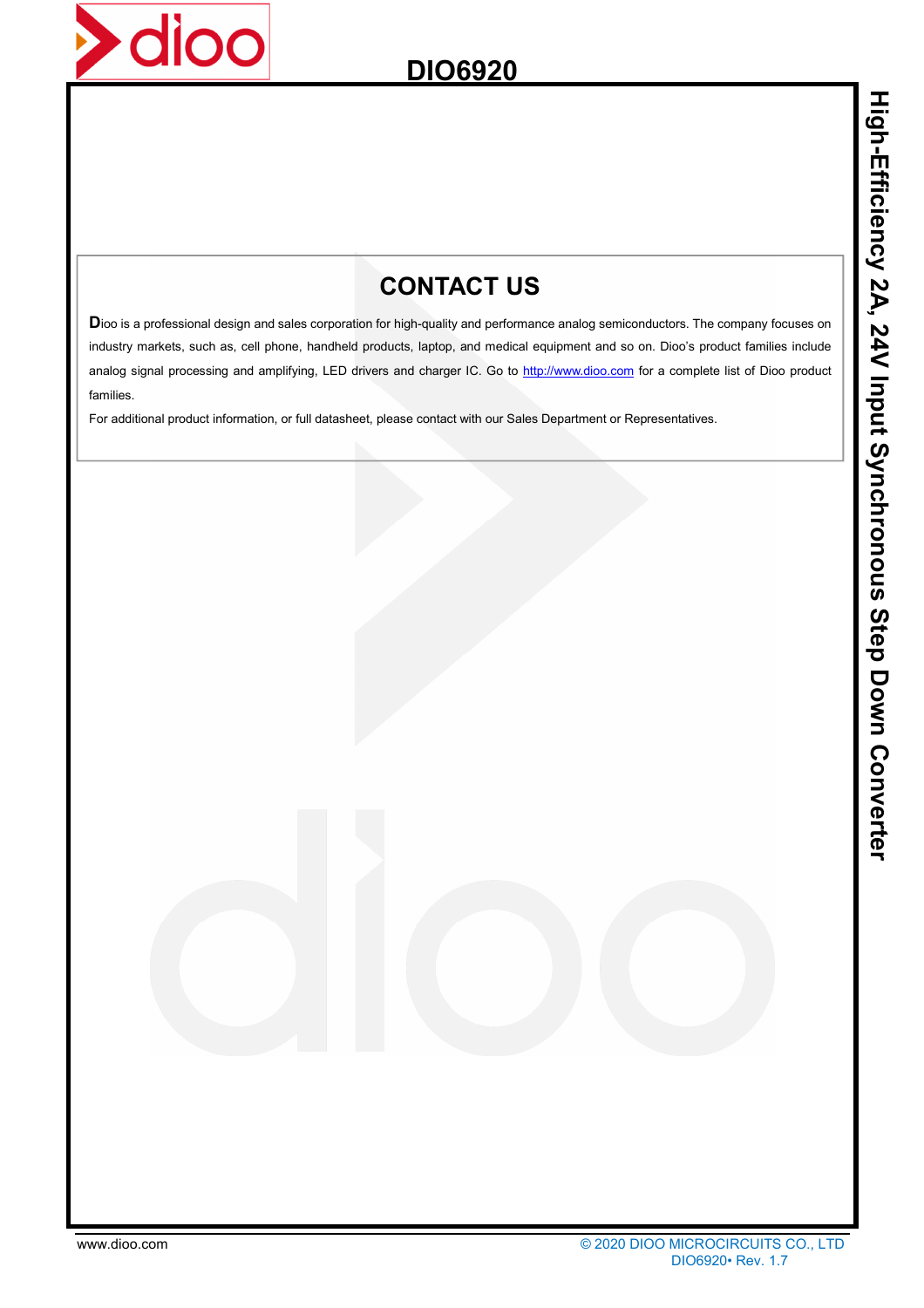## CONTACT US

Dioo is a professional design and sales corporation for high-quality and performance analog semiconductors. The company focuses on industry markets, such as, cell phone, handheld products, laptop, and medical equipment and so on. Dioo's product families include analog signal processing and amplifying, LED drivers and charger IC. Go to http://www.dioo.com for a complete list of Dioo product families.

For additional product information, or full datasheet, please contact with our Sales Department or Representatives.